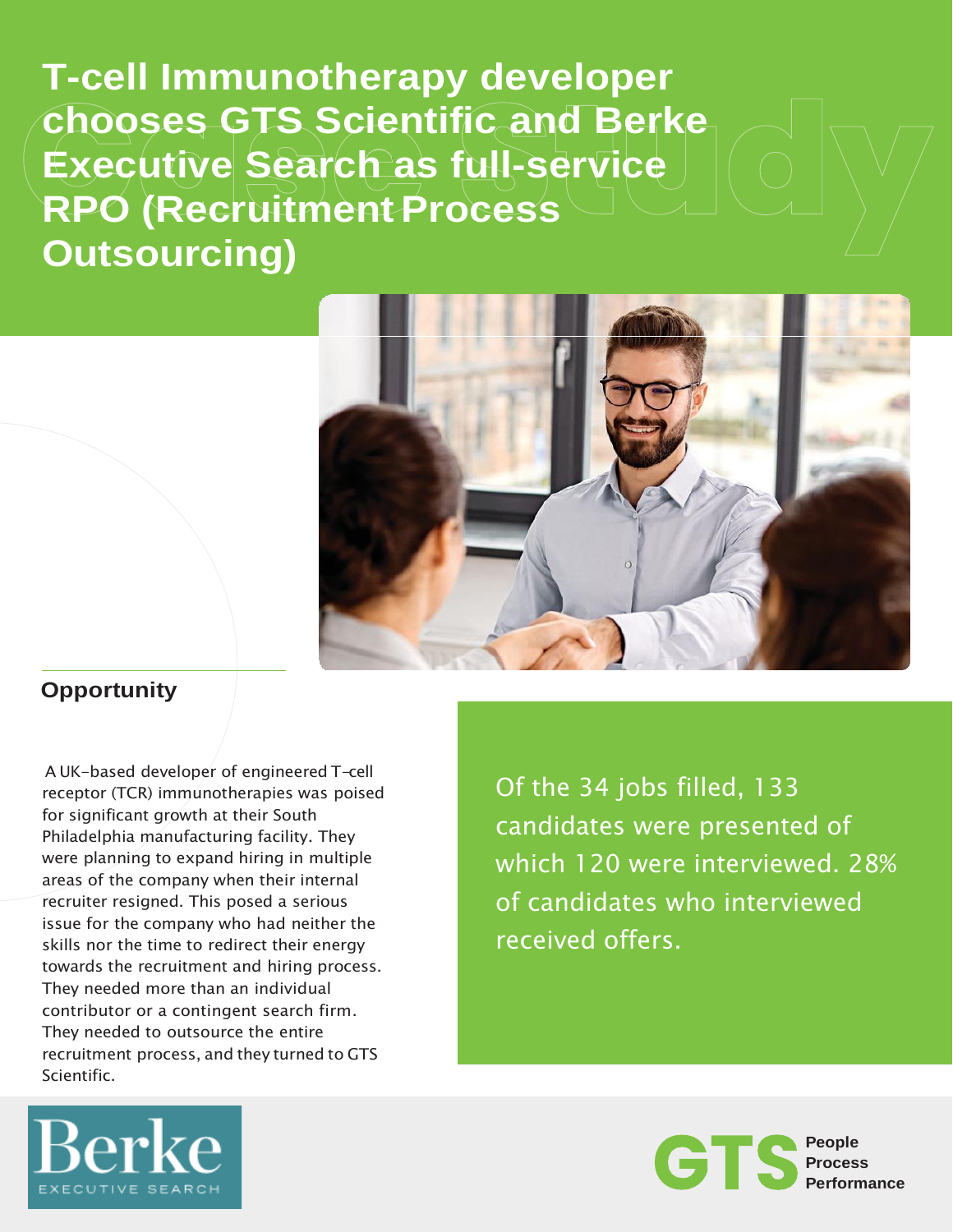# T-cell Immunotherapy developer chooses GTS Scientific and Berke Executive Search as full-service RPO (Recruitment Process Outsourcing)

## Opportunity

A UK-based developer of engineered T-cell receptor (TCR) immunotherapies was poised for significant growth at their South Philadelphia manufacturing facility. They were planning to expand hiring in multiple areas of the company when their internal recruiter resigned. This posed a serious issue for the company who had neither the skills nor the time to redirect their energy towards the recruitment and hiring process. They needed more than an individual contributor or a contingent search firm. They needed to outsource the entire recruitment process, and they turned to GTS Scientific.

Of the 34 jobs filled, 133 candidates were presented of which 120 were interviewed. 28% of candidates who interviewed received offers.

Berke EXECUTIVE SEARCH

GTS People Process Performance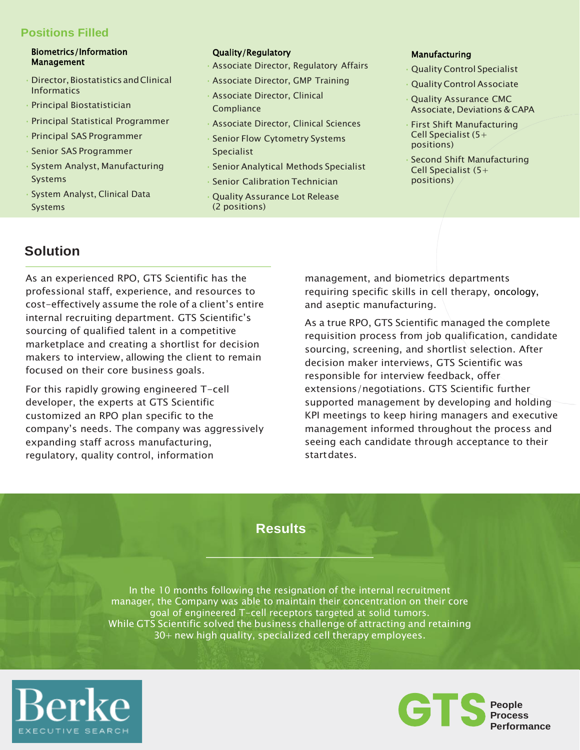## Positions Filled

### Biometrics/Information Management

- Director, Biostatistics and Clinical Informatics
- Principal Biostatistician
- Principal Statistical Programmer
- Principal SAS Programmer
- Senior SAS Programmer
- System Analyst, Manufacturing Systems
- System Analyst, Clinical Data Systems

### Quality/Regulatory

- Associate Director, Regulatory Affairs
- Associate Director, GMP Training
- Associate Director, Clinical Compliance
- Associate Director, Clinical Sciences
- Senior Flow Cytometry Systems Specialist
- Senior Analytical Methods Specialist
- Senior Calibration Technician
- Quality Assurance Lot Release (2 positions)

### Manufacturing

- Quality Control Specialist
- Quality Control Associate
- Quality Assurance CMC Associate, Deviations & CAPA
- First Shift Manufacturing Cell Specialist (5+ positions)
- Second Shift Manufacturing Cell Specialist (5+ positions)

## Solution

As an experienced RPO, GTS Scientific has the professional staff, experience, and resources to cost-effectively assume the role of a client's entire internal recruiting department. GTS Scientific's sourcing of qualified talent in a competitive marketplace and creating a shortlist for decision makers to interview, allowing the client to remain focused on their core business goals.

For this rapidly growing engineered T-cell developer, the experts at GTS Scientific customized an RPO plan specific to the company's needs. The company was aggressively expanding staff across manufacturing, regulatory, quality control, information management, and biometrics departments requiring specific skills in cell therapy, oncology, and aseptic manufacturing.

As a true RPO, GTS Scientific managed the complete requisition process from job qualification, candidate sourcing, screening, and shortlist selection. After decision maker interviews, GTS Scientific was responsible for interview feedback, offer extensions/negotiations. GTS Scientific further supported management by developing and holding KPI meetings to keep hiring managers and executive management informed throughout the process and seeing each candidate through acceptance to their start dates.

## Results

In the 10 months following the resignation of the internal recruitment manager, the Company was able to maintain their concentration on their core goal of engineered T-cell receptors targeted at solid tumors.
While GTS Scientific solved the business challenge of attracting and retaining 30+ new high quality, specialized cell therapy employees.

Berke EXECUTIVE SEARCH

GTS People Process Performance